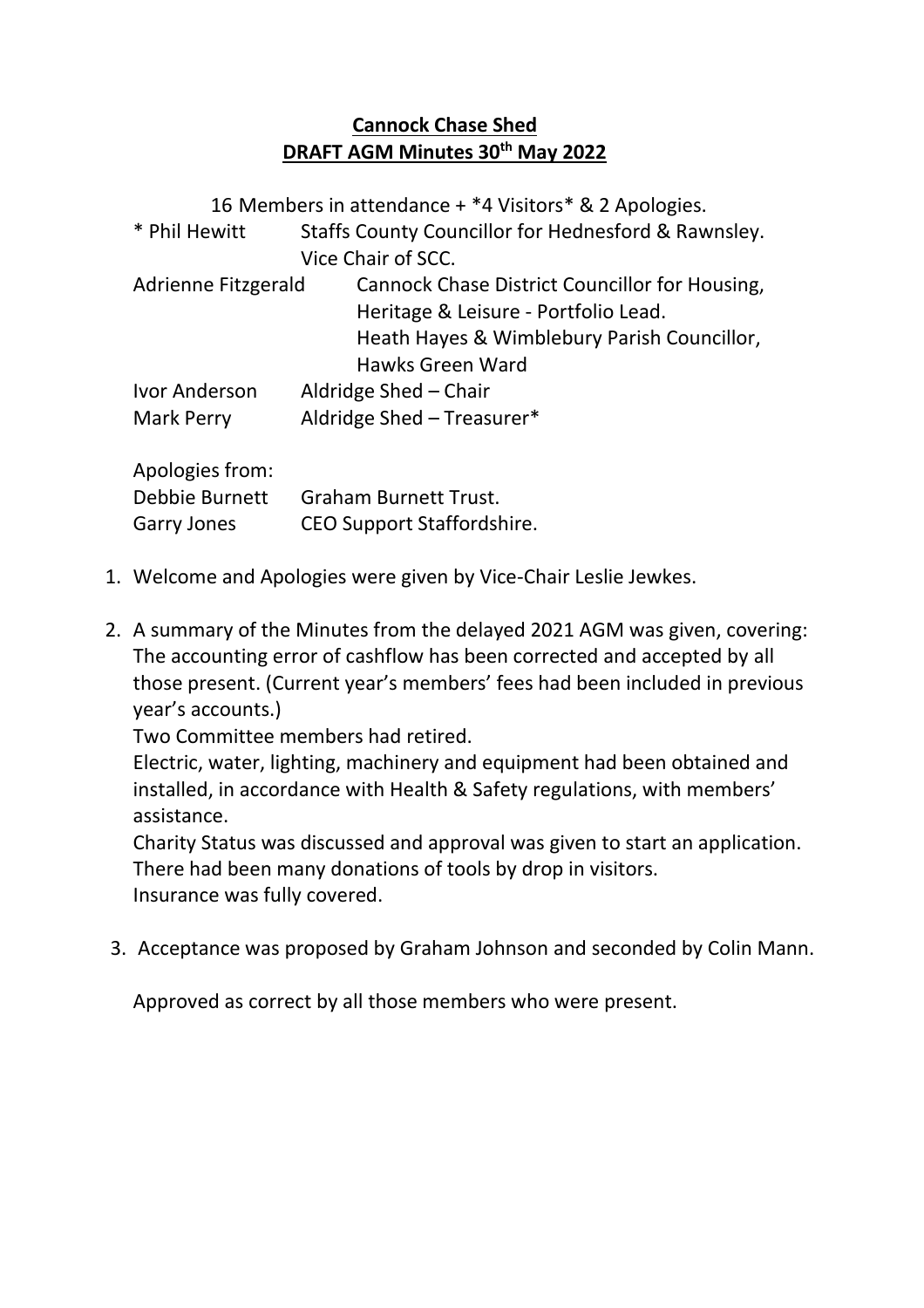**Cannock Chase Shed**
**DRAFT AGM Minutes 30th May 2022**

16 Members in attendance + *4 Visitors* & 2 Apologies.

| | |
|---|---|
| * Phil Hewitt | Staffs County Councillor for Hednesford & Rawnsley. Vice Chair of SCC. |
| Adrienne Fitzgerald | Cannock Chase District Councillor for Housing, Heritage & Leisure - Portfolio Lead. Heath Hayes & Wimblebury Parish Councillor, Hawks Green Ward |
| Ivor Anderson | Aldridge Shed – Chair |
| Mark Perry | Aldridge Shed – Treasurer* |

Apologies from:

| | |
|---|---|
| Debbie Burnett | Graham Burnett Trust. |
| Garry Jones | CEO Support Staffordshire. |

1. Welcome and Apologies were given by Vice-Chair Leslie Jewkes.

2. A summary of the Minutes from the delayed 2021 AGM was given, covering:
   The accounting error of cashflow has been corrected and accepted by all those present. (Current year's members' fees had been included in previous year's accounts.)
   Two Committee members had retired.
   Electric, water, lighting, machinery and equipment had been obtained and installed, in accordance with Health & Safety regulations, with members' assistance.
   Charity Status was discussed and approval was given to start an application.
   There had been many donations of tools by drop in visitors.
   Insurance was fully covered.

3. Acceptance was proposed by Graham Johnson and seconded by Colin Mann.

   Approved as correct by all those members who were present.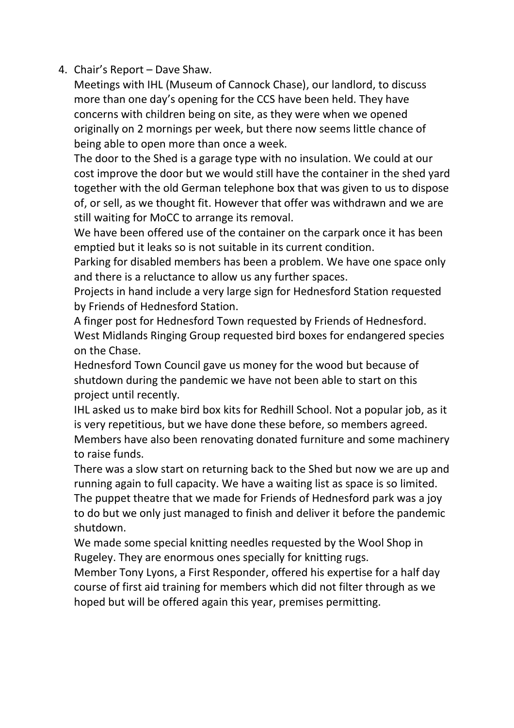4. Chair's Report – Dave Shaw.

   Meetings with IHL (Museum of Cannock Chase), our landlord, to discuss more than one day's opening for the CCS have been held. They have concerns with children being on site, as they were when we opened originally on 2 mornings per week, but there now seems little chance of being able to open more than once a week.

   The door to the Shed is a garage type with no insulation. We could at our cost improve the door but we would still have the container in the shed yard together with the old German telephone box that was given to us to dispose of, or sell, as we thought fit. However that offer was withdrawn and we are still waiting for MoCC to arrange its removal.

   We have been offered use of the container on the carpark once it has been emptied but it leaks so is not suitable in its current condition.

   Parking for disabled members has been a problem. We have one space only and there is a reluctance to allow us any further spaces.

   Projects in hand include a very large sign for Hednesford Station requested by Friends of Hednesford Station.

   A finger post for Hednesford Town requested by Friends of Hednesford.

   West Midlands Ringing Group requested bird boxes for endangered species on the Chase.

   Hednesford Town Council gave us money for the wood but because of shutdown during the pandemic we have not been able to start on this project until recently.

   IHL asked us to make bird box kits for Redhill School. Not a popular job, as it is very repetitious, but we have done these before, so members agreed.

   Members have also been renovating donated furniture and some machinery to raise funds.

   There was a slow start on returning back to the Shed but now we are up and running again to full capacity. We have a waiting list as space is so limited.

   The puppet theatre that we made for Friends of Hednesford park was a joy to do but we only just managed to finish and deliver it before the pandemic shutdown.

   We made some special knitting needles requested by the Wool Shop in Rugeley. They are enormous ones specially for knitting rugs.

   Member Tony Lyons, a First Responder, offered his expertise for a half day course of first aid training for members which did not filter through as we hoped but will be offered again this year, premises permitting.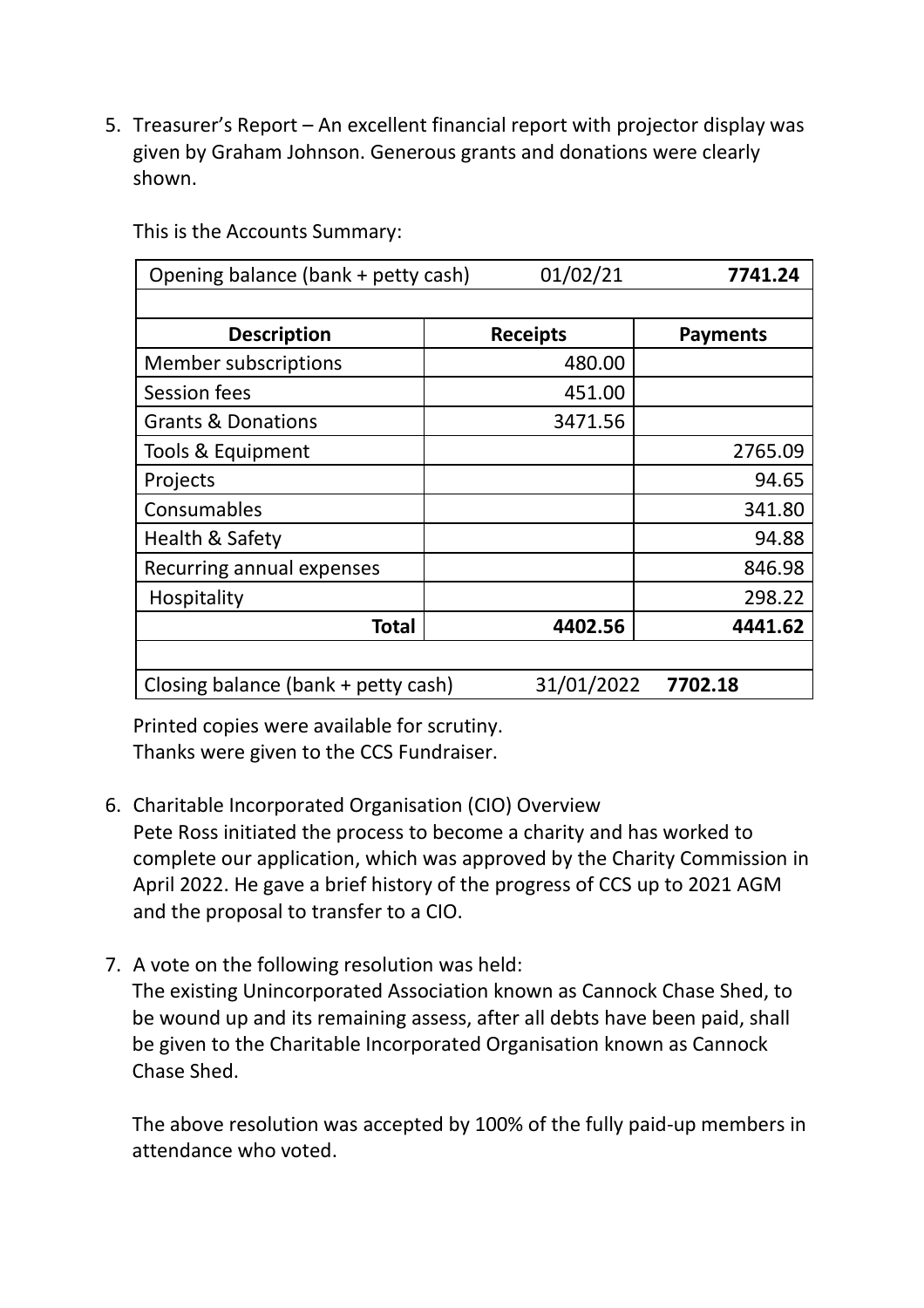5. Treasurer's Report – An excellent financial report with projector display was given by Graham Johnson. Generous grants and donations were clearly shown.

   This is the Accounts Summary:

| Opening balance (bank + petty cash) | 01/02/21 | **7741.24** |
|---|---|---|
| | | |
| **Description** | **Receipts** | **Payments** |
| Member subscriptions | 480.00 | |
| Session fees | 451.00 | |
| Grants & Donations | 3471.56 | |
| Tools & Equipment | | 2765.09 |
| Projects | | 94.65 |
| Consumables | | 341.80 |
| Health & Safety | | 94.88 |
| Recurring annual expenses | | 846.98 |
| Hospitality | | 298.22 |
| **Total** | **4402.56** | **4441.62** |
| | | |
| Closing balance (bank + petty cash) | 31/01/2022 | **7702.18** |

   Printed copies were available for scrutiny.
   Thanks were given to the CCS Fundraiser.

6. Charitable Incorporated Organisation (CIO) Overview
   Pete Ross initiated the process to become a charity and has worked to complete our application, which was approved by the Charity Commission in April 2022. He gave a brief history of the progress of CCS up to 2021 AGM and the proposal to transfer to a CIO.

7. A vote on the following resolution was held:
   The existing Unincorporated Association known as Cannock Chase Shed, to be wound up and its remaining assess, after all debts have been paid, shall be given to the Charitable Incorporated Organisation known as Cannock Chase Shed.

   The above resolution was accepted by 100% of the fully paid-up members in attendance who voted.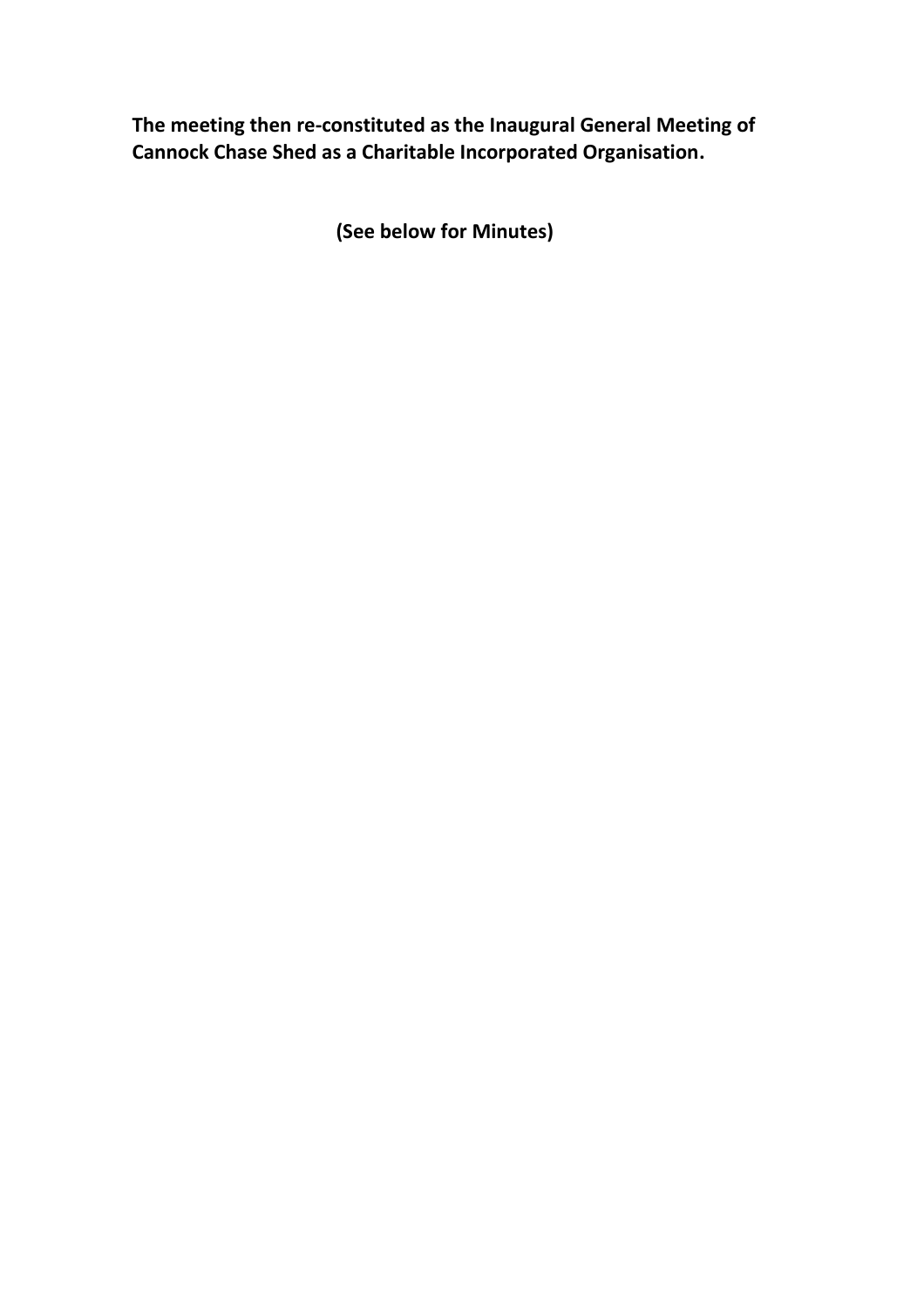**The meeting then re-constituted as the Inaugural General Meeting of Cannock Chase Shed as a Charitable Incorporated Organisation.**

**(See below for Minutes)**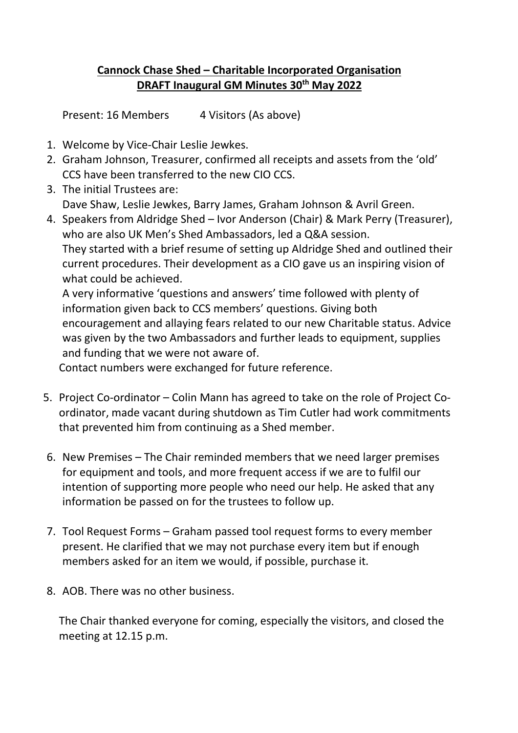# Cannock Chase Shed – Charitable Incorporated Organisation
## DRAFT Inaugural GM Minutes 30th May 2022

Present: 16 Members 4 Visitors (As above)

1. Welcome by Vice-Chair Leslie Jewkes.
2. Graham Johnson, Treasurer, confirmed all receipts and assets from the 'old' CCS have been transferred to the new CIO CCS.
3. The initial Trustees are:
   Dave Shaw, Leslie Jewkes, Barry James, Graham Johnson & Avril Green.
4. Speakers from Aldridge Shed – Ivor Anderson (Chair) & Mark Perry (Treasurer), who are also UK Men's Shed Ambassadors, led a Q&A session.
   They started with a brief resume of setting up Aldridge Shed and outlined their current procedures. Their development as a CIO gave us an inspiring vision of what could be achieved.
   A very informative 'questions and answers' time followed with plenty of information given back to CCS members' questions. Giving both encouragement and allaying fears related to our new Charitable status. Advice was given by the two Ambassadors and further leads to equipment, supplies and funding that we were not aware of.
   Contact numbers were exchanged for future reference.
5. Project Co-ordinator – Colin Mann has agreed to take on the role of Project Co-ordinator, made vacant during shutdown as Tim Cutler had work commitments that prevented him from continuing as a Shed member.
6. New Premises – The Chair reminded members that we need larger premises for equipment and tools, and more frequent access if we are to fulfil our intention of supporting more people who need our help. He asked that any information be passed on for the trustees to follow up.
7. Tool Request Forms – Graham passed tool request forms to every member present. He clarified that we may not purchase every item but if enough members asked for an item we would, if possible, purchase it.
8. AOB. There was no other business.

The Chair thanked everyone for coming, especially the visitors, and closed the meeting at 12.15 p.m.